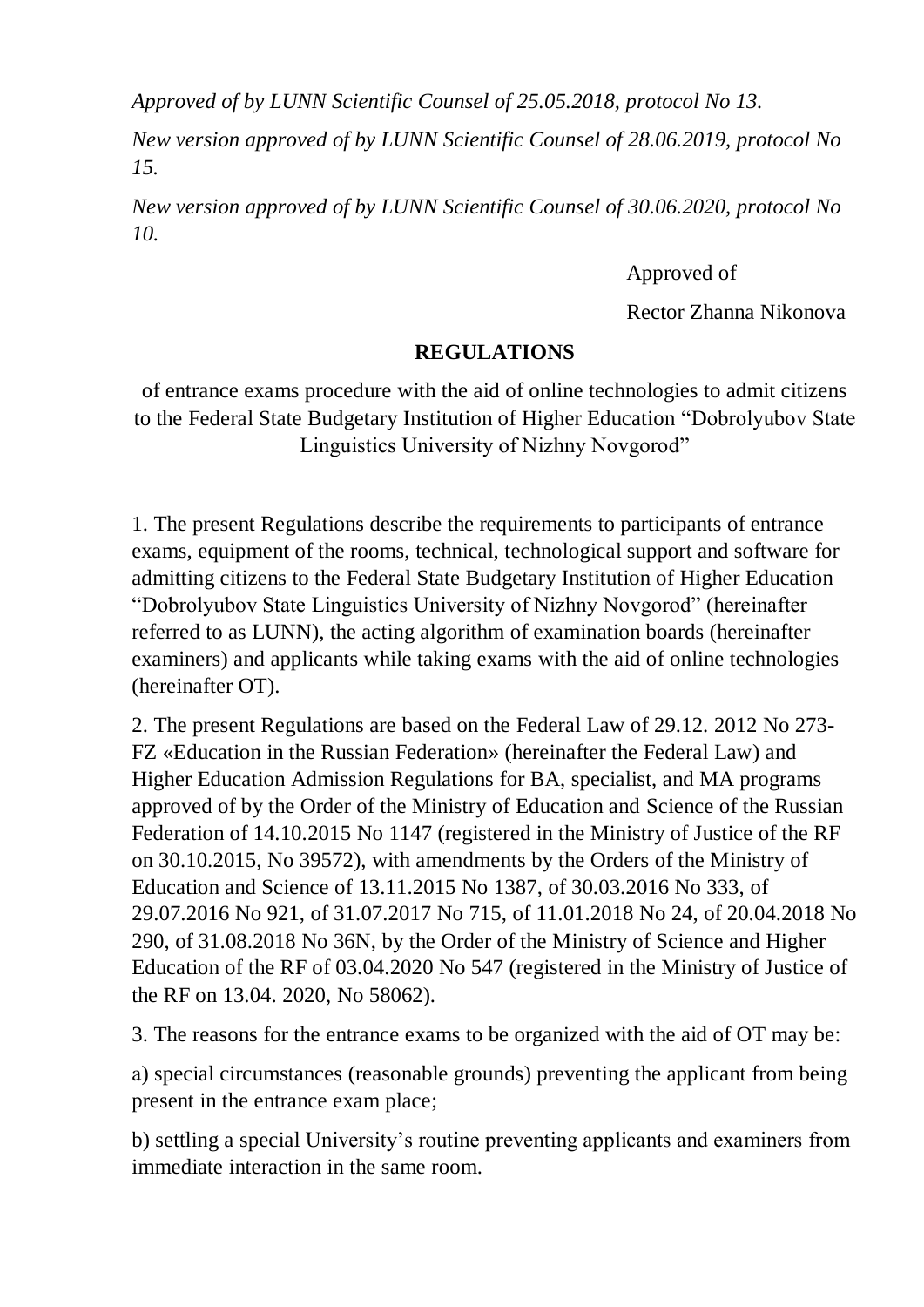*Approved of by LUNN Scientific Counsel of 25.05.2018, protocol No 13.*

*New version approved of by LUNN Scientific Counsel of 28.06.2019, protocol No 15.*

*New version approved of by LUNN Scientific Counsel of 30.06.2020, protocol No 10.*

Approved of

Rector Zhanna Nikonova

**REGULATIONS**

of entrance exams procedure with the aid of online technologies to admit citizens to the Federal State Budgetary Institution of Higher Education "Dobrolyubov State Linguistics University of Nizhny Novgorod"

1. The present Regulations describe the requirements to participants of entrance exams, equipment of the rooms, technical, technological support and software for admitting citizens to the Federal State Budgetary Institution of Higher Education "Dobrolyubov State Linguistics University of Nizhny Novgorod" (hereinafter referred to as LUNN), the acting algorithm of examination boards (hereinafter examiners) and applicants while taking exams with the aid of online technologies (hereinafter OT).

2. The present Regulations are based on the Federal Law of 29.12. 2012 No 273-FZ «Education in the Russian Federation» (hereinafter the Federal Law) and Higher Education Admission Regulations for BA, specialist, and MA programs approved of by the Order of the Ministry of Education and Science of the Russian Federation of 14.10.2015 No 1147 (registered in the Ministry of Justice of the RF on 30.10.2015, No 39572), with amendments by the Orders of the Ministry of Education and Science of 13.11.2015 No 1387, of 30.03.2016 No 333, of 29.07.2016 No 921, of 31.07.2017 No 715, of 11.01.2018 No 24, of 20.04.2018 No 290, of 31.08.2018 No 36N, by the Order of the Ministry of Science and Higher Education of the RF of 03.04.2020 No 547 (registered in the Ministry of Justice of the RF on 13.04. 2020, No 58062).

3. The reasons for the entrance exams to be organized with the aid of OT may be:

a) special circumstances (reasonable grounds) preventing the applicant from being present in the entrance exam place;

b) settling a special University's routine preventing applicants and examiners from immediate interaction in the same room.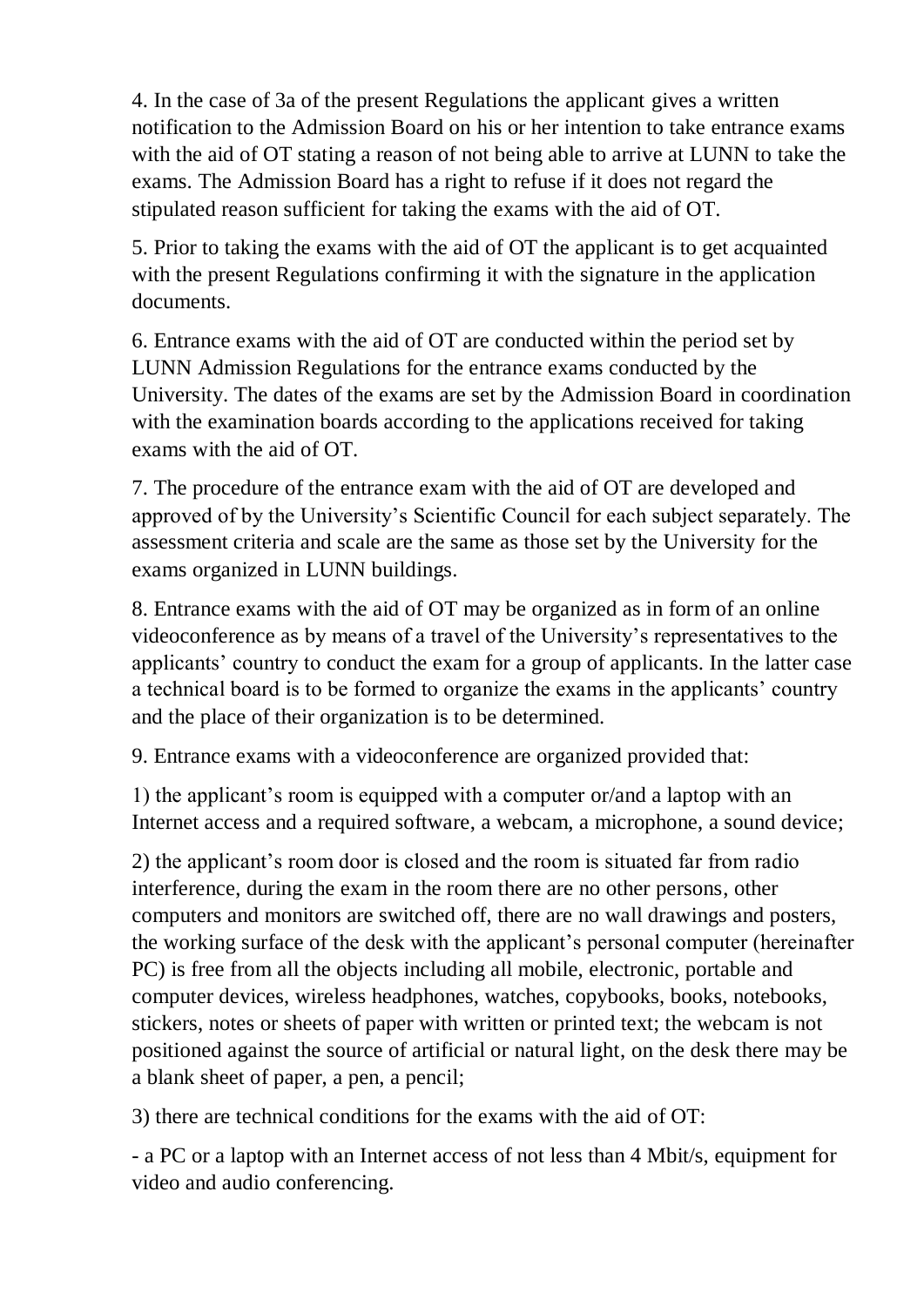4. In the case of 3a of the present Regulations the applicant gives a written notification to the Admission Board on his or her intention to take entrance exams with the aid of OT stating a reason of not being able to arrive at LUNN to take the exams. The Admission Board has a right to refuse if it does not regard the stipulated reason sufficient for taking the exams with the aid of OT.

5. Prior to taking the exams with the aid of OT the applicant is to get acquainted with the present Regulations confirming it with the signature in the application documents.

6. Entrance exams with the aid of OT are conducted within the period set by LUNN Admission Regulations for the entrance exams conducted by the University. The dates of the exams are set by the Admission Board in coordination with the examination boards according to the applications received for taking exams with the aid of OT.

7. The procedure of the entrance exam with the aid of OT are developed and approved of by the University's Scientific Council for each subject separately. The assessment criteria and scale are the same as those set by the University for the exams organized in LUNN buildings.

8. Entrance exams with the aid of OT may be organized as in form of an online videoconference as by means of a travel of the University's representatives to the applicants' country to conduct the exam for a group of applicants. In the latter case a technical board is to be formed to organize the exams in the applicants' country and the place of their organization is to be determined.

9. Entrance exams with a videoconference are organized provided that:

1) the applicant's room is equipped with a computer or/and a laptop with an Internet access and a required software, a webcam, a microphone, a sound device;

2) the applicant's room door is closed and the room is situated far from radio interference, during the exam in the room there are no other persons, other computers and monitors are switched off, there are no wall drawings and posters, the working surface of the desk with the applicant's personal computer (hereinafter PC) is free from all the objects including all mobile, electronic, portable and computer devices, wireless headphones, watches, copybooks, books, notebooks, stickers, notes or sheets of paper with written or printed text; the webcam is not positioned against the source of artificial or natural light, on the desk there may be a blank sheet of paper, a pen, a pencil;

3) there are technical conditions for the exams with the aid of OT:

- a PC or a laptop with an Internet access of not less than 4 Mbit/s, equipment for video and audio conferencing.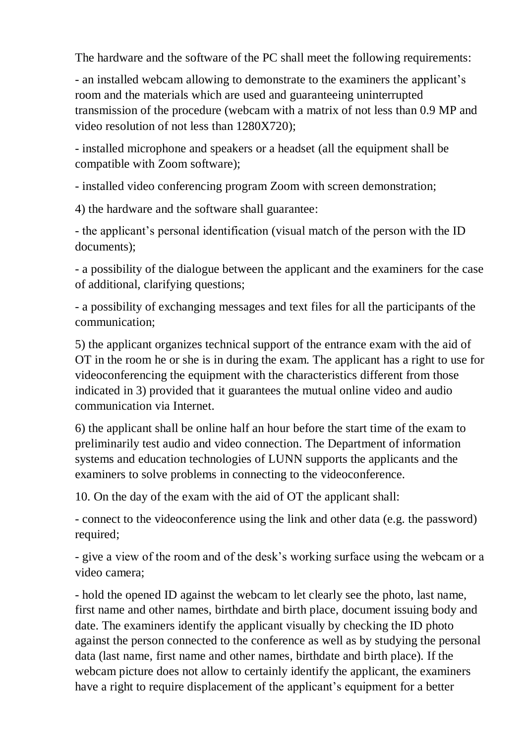The hardware and the software of the PC shall meet the following requirements:

- an installed webcam allowing to demonstrate to the examiners the applicant's room and the materials which are used and guaranteeing uninterrupted transmission of the procedure (webcam with a matrix of not less than 0.9 MP and video resolution of not less than 1280X720);

- installed microphone and speakers or a headset (all the equipment shall be compatible with Zoom software);

- installed video conferencing program Zoom with screen demonstration;

4) the hardware and the software shall guarantee:

- the applicant's personal identification (visual match of the person with the ID documents);

- a possibility of the dialogue between the applicant and the examiners for the case of additional, clarifying questions;

- a possibility of exchanging messages and text files for all the participants of the communication;

5) the applicant organizes technical support of the entrance exam with the aid of OT in the room he or she is in during the exam. The applicant has a right to use for videoconferencing the equipment with the characteristics different from those indicated in 3) provided that it guarantees the mutual online video and audio communication via Internet.

6) the applicant shall be online half an hour before the start time of the exam to preliminarily test audio and video connection. The Department of information systems and education technologies of LUNN supports the applicants and the examiners to solve problems in connecting to the videoconference.

10. On the day of the exam with the aid of OT the applicant shall:

- connect to the videoconference using the link and other data (e.g. the password) required;

- give a view of the room and of the desk's working surface using the webcam or a video camera;

- hold the opened ID against the webcam to let clearly see the photo, last name, first name and other names, birthdate and birth place, document issuing body and date. The examiners identify the applicant visually by checking the ID photo against the person connected to the conference as well as by studying the personal data (last name, first name and other names, birthdate and birth place). If the webcam picture does not allow to certainly identify the applicant, the examiners have a right to require displacement of the applicant's equipment for a better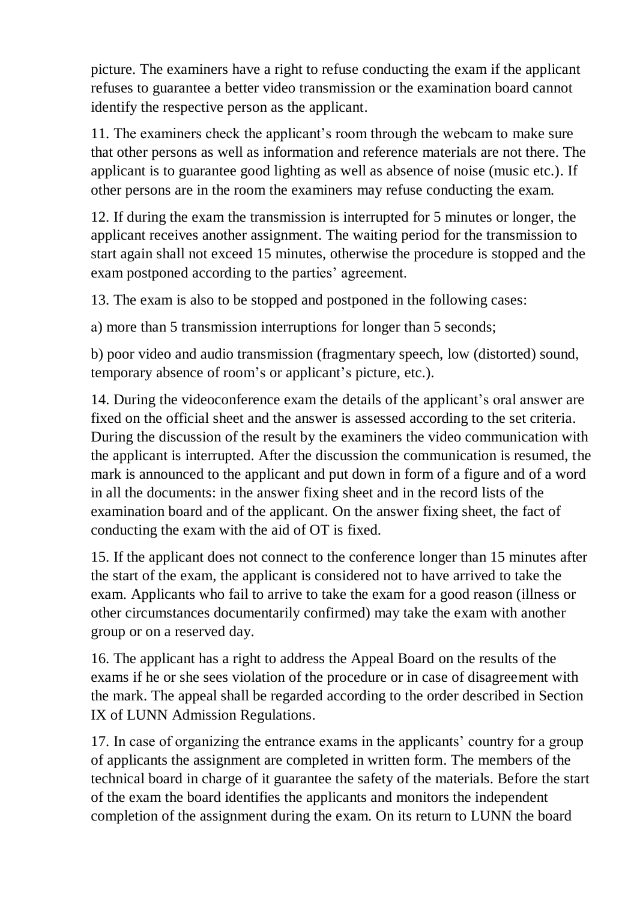picture. The examiners have a right to refuse conducting the exam if the applicant refuses to guarantee a better video transmission or the examination board cannot identify the respective person as the applicant.

11. The examiners check the applicant's room through the webcam to make sure that other persons as well as information and reference materials are not there. The applicant is to guarantee good lighting as well as absence of noise (music etc.). If other persons are in the room the examiners may refuse conducting the exam.

12. If during the exam the transmission is interrupted for 5 minutes or longer, the applicant receives another assignment. The waiting period for the transmission to start again shall not exceed 15 minutes, otherwise the procedure is stopped and the exam postponed according to the parties' agreement.

13. The exam is also to be stopped and postponed in the following cases:

a) more than 5 transmission interruptions for longer than 5 seconds;

b) poor video and audio transmission (fragmentary speech, low (distorted) sound, temporary absence of room's or applicant's picture, etc.).

14. During the videoconference exam the details of the applicant's oral answer are fixed on the official sheet and the answer is assessed according to the set criteria. During the discussion of the result by the examiners the video communication with the applicant is interrupted. After the discussion the communication is resumed, the mark is announced to the applicant and put down in form of a figure and of a word in all the documents: in the answer fixing sheet and in the record lists of the examination board and of the applicant. On the answer fixing sheet, the fact of conducting the exam with the aid of OT is fixed.

15. If the applicant does not connect to the conference longer than 15 minutes after the start of the exam, the applicant is considered not to have arrived to take the exam. Applicants who fail to arrive to take the exam for a good reason (illness or other circumstances documentarily confirmed) may take the exam with another group or on a reserved day.

16. The applicant has a right to address the Appeal Board on the results of the exams if he or she sees violation of the procedure or in case of disagreement with the mark. The appeal shall be regarded according to the order described in Section IX of LUNN Admission Regulations.

17. In case of organizing the entrance exams in the applicants' country for a group of applicants the assignment are completed in written form. The members of the technical board in charge of it guarantee the safety of the materials. Before the start of the exam the board identifies the applicants and monitors the independent completion of the assignment during the exam. On its return to LUNN the board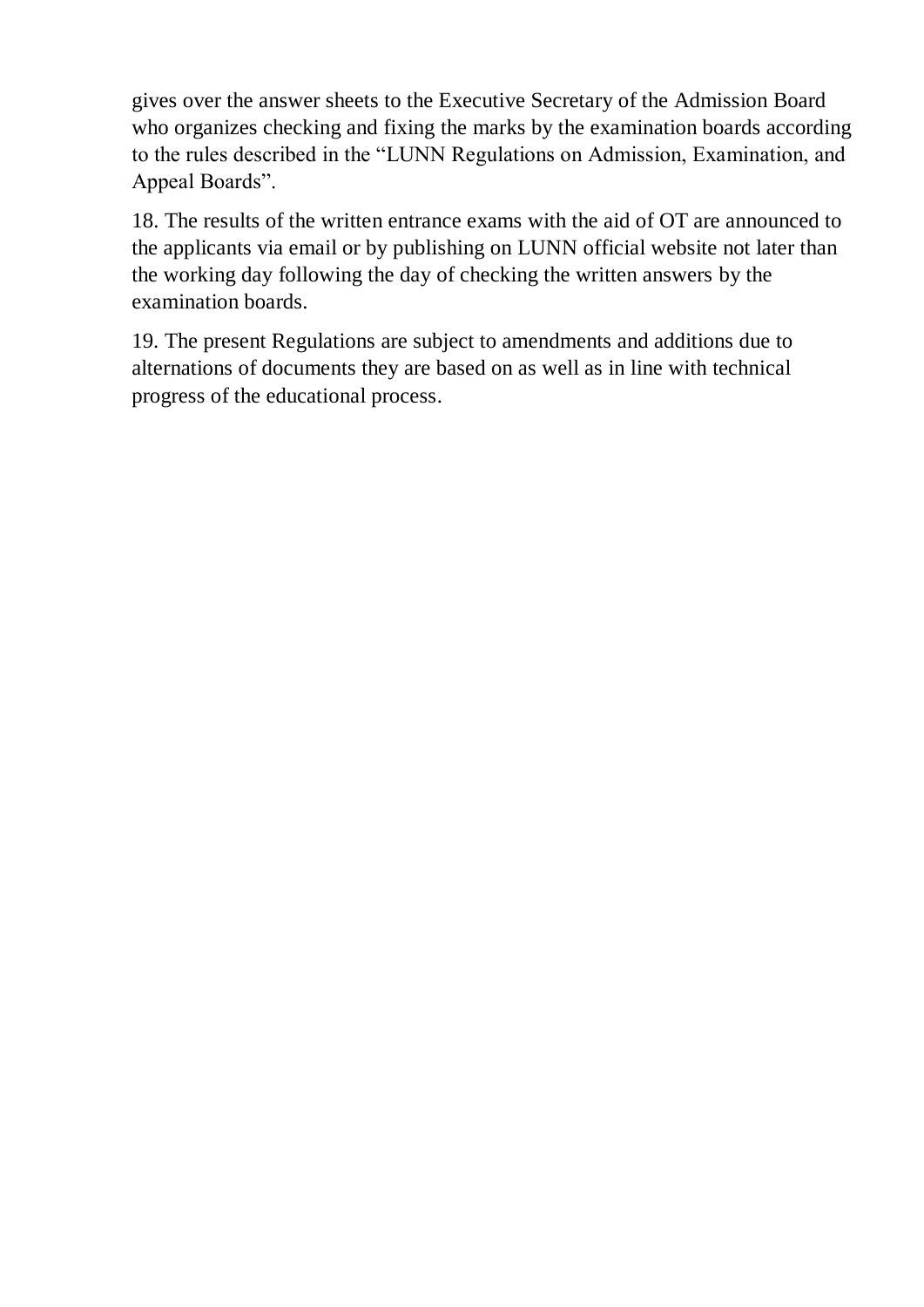gives over the answer sheets to the Executive Secretary of the Admission Board who organizes checking and fixing the marks by the examination boards according to the rules described in the "LUNN Regulations on Admission, Examination, and Appeal Boards".

18. The results of the written entrance exams with the aid of OT are announced to the applicants via email or by publishing on LUNN official website not later than the working day following the day of checking the written answers by the examination boards.

19. The present Regulations are subject to amendments and additions due to alternations of documents they are based on as well as in line with technical progress of the educational process.